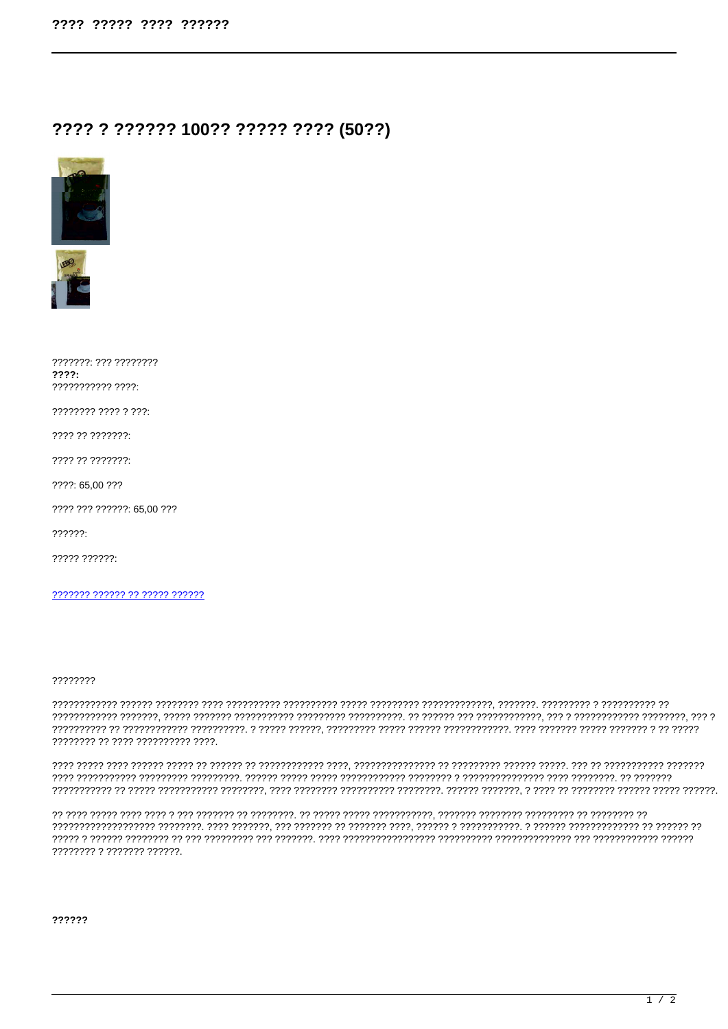# ???? ? ?????? 100?? ????? ???? (50??)

???????: ??? ????????
**????:**
??????????? ????:

???????? ???? ? ???:

???? ?? ???????:

???? ?? ???????:

????: 65,00 ???

???? ??? ??????: 65,00 ???

??????:

????? ??????:

??????? ?????? ?? ????? ??????

????????

???????????? ?????? ???????? ???? ?????????? ?????????? ????? ????????? ?????????????, ???????. ????????? ? ?????????? ?? ???????????? ???????, ????? ??????? ??????????? ????????? ??????????. ?? ?????? ??? ????????????, ??? ? ???????????? ????????, ??? ? ?????????? ?? ???????????? ??????????. ? ????? ??????, ????????? ????? ?????? ????????????. ???? ??????? ????? ??????? ? ?? ????? ???????? ?? ???? ?????????? ????.

???? ????? ???? ?????? ????? ?? ?????? ?? ???????????? ????, ??????????????? ?? ????????? ?????? ?????. ??? ?? ?????????? ??????? ???? ??????????? ????????? ?????????. ?????? ????? ????? ??????????? ???????? ? ??????????????? ???? ????????. ?? ??????? ??????????? ?? ????? ??????????? ????????, ???? ???????? ?????????? ????????. ?????? ???????, ? ???? ?? ???????? ?????? ????? ??????.

?? ???? ????? ???? ???? ? ??? ??????? ?? ????????. ?? ????? ????? ???????????, ??????? ???????? ????????? ?? ???????? ?? ?????????????????? ????????. ???? ???????, ??? ??????? ?? ??????? ????, ?????? ? ???????????. ? ?????? ????????????? ?? ?????? ?? ????? ? ?????? ???????? ?? ??? ????????? ??? ???????. ???? ????????????????? ?????????? ?????????????? ??? ???????????? ?????? ???????? ? ??????? ??????.

**??????**